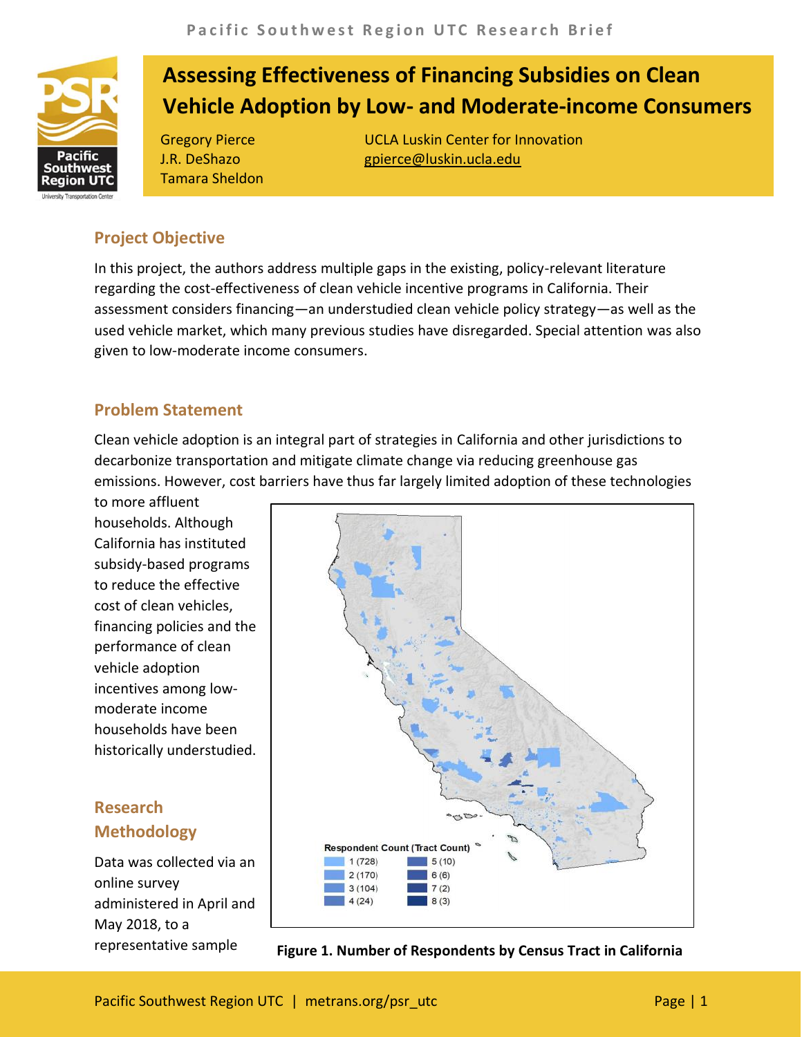# Assessing Effectiveness of Financing Subsidies on Clean Vehicle Adoption by Low- and Moderate-income Consumers

Gregory Pierce
J.R. DeShazo
Tamara Sheldon

UCLA Luskin Center for Innovation
gpierce@luskin.ucla.edu

## Project Objective

In this project, the authors address multiple gaps in the existing, policy-relevant literature regarding the cost-effectiveness of clean vehicle incentive programs in California. Their assessment considers financing—an understudied clean vehicle policy strategy—as well as the used vehicle market, which many previous studies have disregarded. Special attention was also given to low-moderate income consumers.

## Problem Statement

Clean vehicle adoption is an integral part of strategies in California and other jurisdictions to decarbonize transportation and mitigate climate change via reducing greenhouse gas emissions. However, cost barriers have thus far largely limited adoption of these technologies to more affluent households. Although California has instituted subsidy-based programs to reduce the effective cost of clean vehicles, financing policies and the performance of clean vehicle adoption incentives among low-moderate income households have been historically understudied.

Respondent Count (Tract Count)

| | |
|---|---|
| 1 (728) | 5 (10) |
| 2 (170) | 6 (6) |
| 3 (104) | 7 (2) |
| 4 (24) | 8 (3) |

**Figure 1. Number of Respondents by Census Tract in California**

## Research Methodology

Data was collected via an online survey administered in April and May 2018, to a representative sample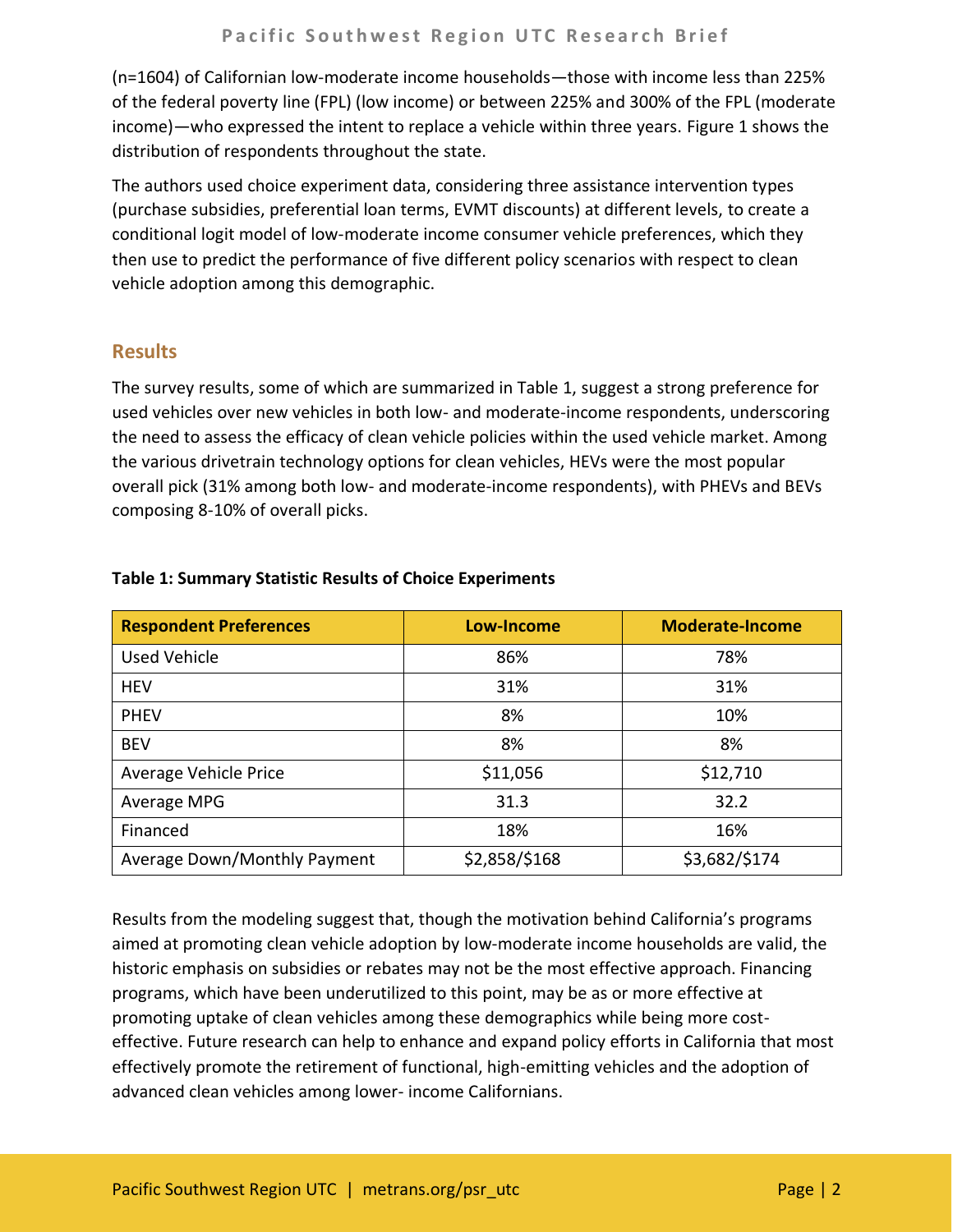(n=1604) of Californian low-moderate income households—those with income less than 225% of the federal poverty line (FPL) (low income) or between 225% and 300% of the FPL (moderate income)—who expressed the intent to replace a vehicle within three years. Figure 1 shows the distribution of respondents throughout the state.

The authors used choice experiment data, considering three assistance intervention types (purchase subsidies, preferential loan terms, EVMT discounts) at different levels, to create a conditional logit model of low-moderate income consumer vehicle preferences, which they then use to predict the performance of five different policy scenarios with respect to clean vehicle adoption among this demographic.

## Results

The survey results, some of which are summarized in Table 1, suggest a strong preference for used vehicles over new vehicles in both low- and moderate-income respondents, underscoring the need to assess the efficacy of clean vehicle policies within the used vehicle market. Among the various drivetrain technology options for clean vehicles, HEVs were the most popular overall pick (31% among both low- and moderate-income respondents), with PHEVs and BEVs composing 8-10% of overall picks.

**Table 1: Summary Statistic Results of Choice Experiments**

| Respondent Preferences | Low-Income | Moderate-Income |
|---|---|---|
| Used Vehicle | 86% | 78% |
| HEV | 31% | 31% |
| PHEV | 8% | 10% |
| BEV | 8% | 8% |
| Average Vehicle Price | $11,056 | $12,710 |
| Average MPG | 31.3 | 32.2 |
| Financed | 18% | 16% |
| Average Down/Monthly Payment | $2,858/$168 | $3,682/$174 |

Results from the modeling suggest that, though the motivation behind California's programs aimed at promoting clean vehicle adoption by low-moderate income households are valid, the historic emphasis on subsidies or rebates may not be the most effective approach. Financing programs, which have been underutilized to this point, may be as or more effective at promoting uptake of clean vehicles among these demographics while being more cost-effective. Future research can help to enhance and expand policy efforts in California that most effectively promote the retirement of functional, high-emitting vehicles and the adoption of advanced clean vehicles among lower- income Californians.